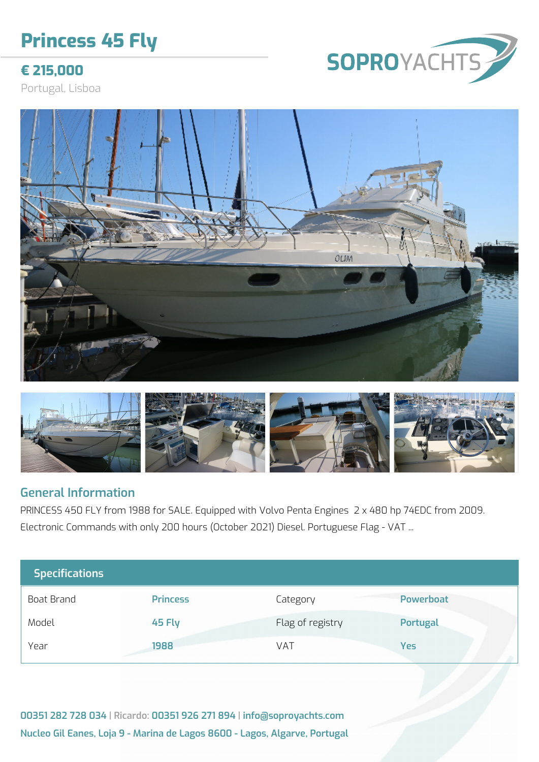# Princess 45 Fly

**€ 215,000**

Portugal, Lisboa

SOPROYACHTS

## General Information

PRINCESS 450 FLY from 1988 for SALE. Equipped with Volvo Penta Engines  2 x 480 hp 74EDC from 2009. Electronic Commands with only 200 hours (October 2021) Diesel. Portuguese Flag - VAT ...

## Specifications

| | | | |
|---|---|---|---|
| Boat Brand | Princess | Category | Powerboat |
| Model | 45 Fly | Flag of registry | Portugal |
| Year | 1988 | VAT | Yes |

**00351 282 728 034** | Ricardo: **00351 926 271 894** | **info@soproyachts.com**

**Nucleo Gil Eanes, Loja 9 - Marina de Lagos 8600 - Lagos, Algarve, Portugal**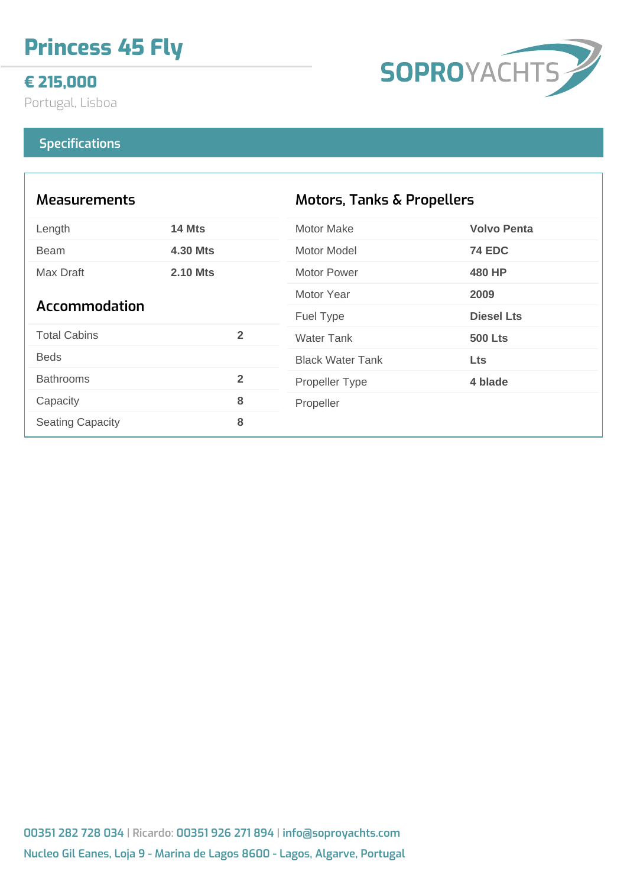# Princess 45 Fly

**€ 215,000**

Portugal, Lisboa

SOPROYACHTS

## Specifications

### Measurements

| | |
|---|---|
| Length | **14 Mts** |
| Beam | **4.30 Mts** |
| Max Draft | **2.10 Mts** |

### Accommodation

| | |
|---|---|
| Total Cabins | **2** |
| Beds | |
| Bathrooms | **2** |
| Capacity | **8** |
| Seating Capacity | **8** |

### Motors, Tanks & Propellers

| | |
|---|---|
| Motor Make | **Volvo Penta** |
| Motor Model | **74 EDC** |
| Motor Power | **480 HP** |
| Motor Year | **2009** |
| Fuel Type | **Diesel Lts** |
| Water Tank | **500 Lts** |
| Black Water Tank | **Lts** |
| Propeller Type | **4 blade** |
| Propeller | |

00351 282 728 034 | Ricardo: 00351 926 271 894 | info@soproyachts.com

Nucleo Gil Eanes, Loja 9 - Marina de Lagos 8600 - Lagos, Algarve, Portugal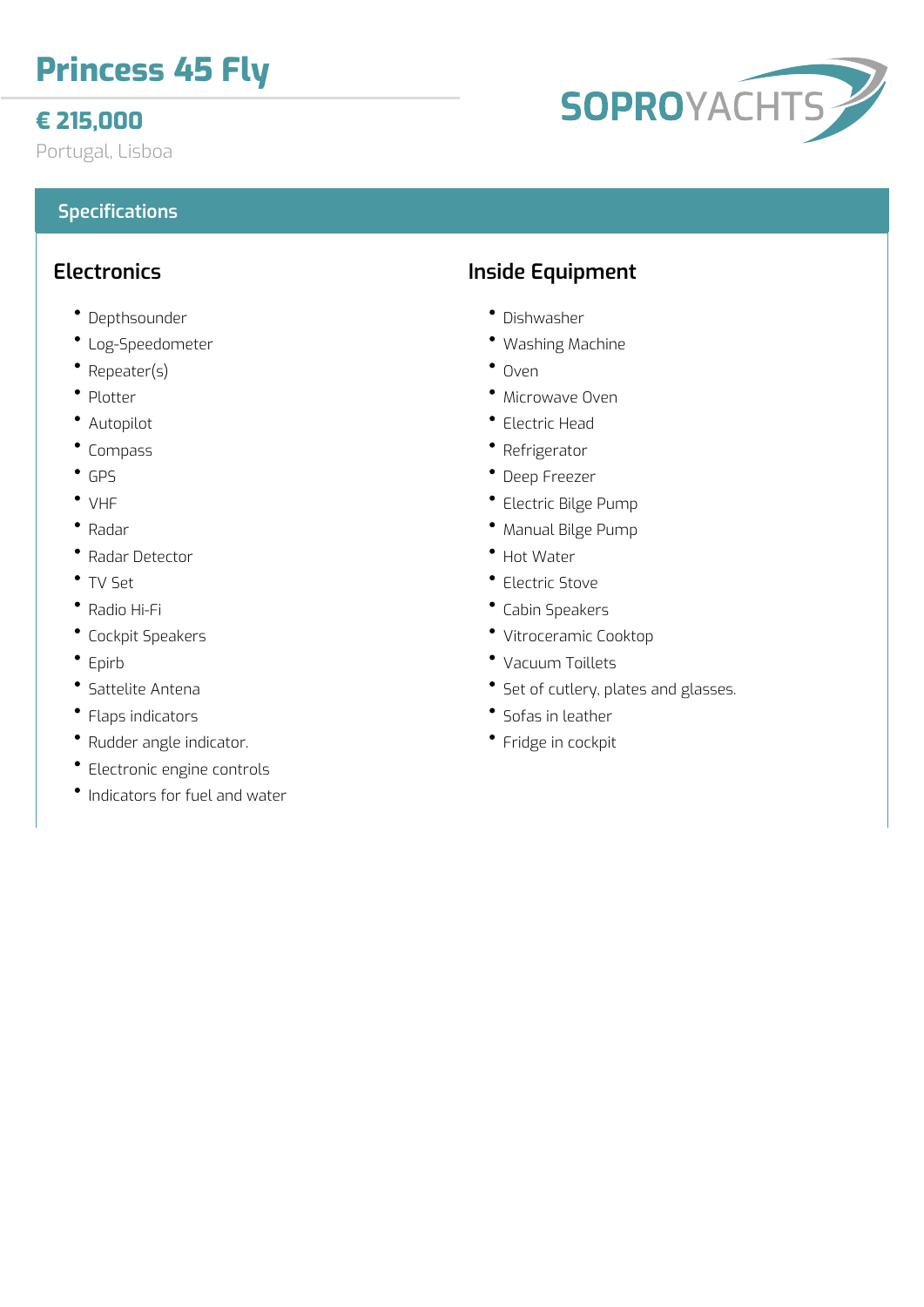# Princess 45 Fly

## € 215,000

Portugal, Lisboa

SOPROYACHTS

## Specifications

### Electronics

- Depthsounder
- Log-Speedometer
- Repeater(s)
- Plotter
- Autopilot
- Compass
- GPS
- VHF
- Radar
- Radar Detector
- TV Set
- Radio Hi-Fi
- Cockpit Speakers
- Epirb
- Sattelite Antena
- Flaps indicators
- Rudder angle indicator.
- Electronic engine controls
- Indicators for fuel and water

### Inside Equipment

- Dishwasher
- Washing Machine
- Oven
- Microwave Oven
- Electric Head
- Refrigerator
- Deep Freezer
- Electric Bilge Pump
- Manual Bilge Pump
- Hot Water
- Electric Stove
- Cabin Speakers
- Vitroceramic Cooktop
- Vacuum Toillets
- Set of cutlery, plates and glasses.
- Sofas in leather
- Fridge in cockpit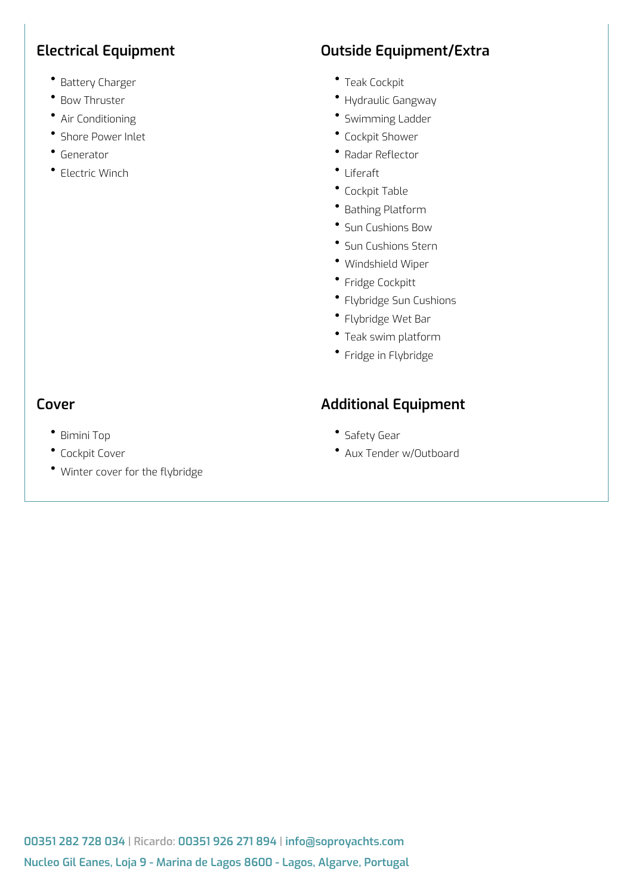## Electrical Equipment

- Battery Charger
- Bow Thruster
- Air Conditioning
- Shore Power Inlet
- Generator
- Electric Winch

## Outside Equipment/Extra

- Teak Cockpit
- Hydraulic Gangway
- Swimming Ladder
- Cockpit Shower
- Radar Reflector
- Liferaft
- Cockpit Table
- Bathing Platform
- Sun Cushions Bow
- Sun Cushions Stern
- Windshield Wiper
- Fridge Cockpitt
- Flybridge Sun Cushions
- Flybridge Wet Bar
- Teak swim platform
- Fridge in Flybridge

## Cover

- Bimini Top
- Cockpit Cover
- Winter cover for the flybridge

## Additional Equipment

- Safety Gear
- Aux Tender w/Outboard

00351 282 728 034 | Ricardo: 00351 926 271 894 | info@soproyachts.com
Nucleo Gil Eanes, Loja 9 - Marina de Lagos 8600 - Lagos, Algarve, Portugal